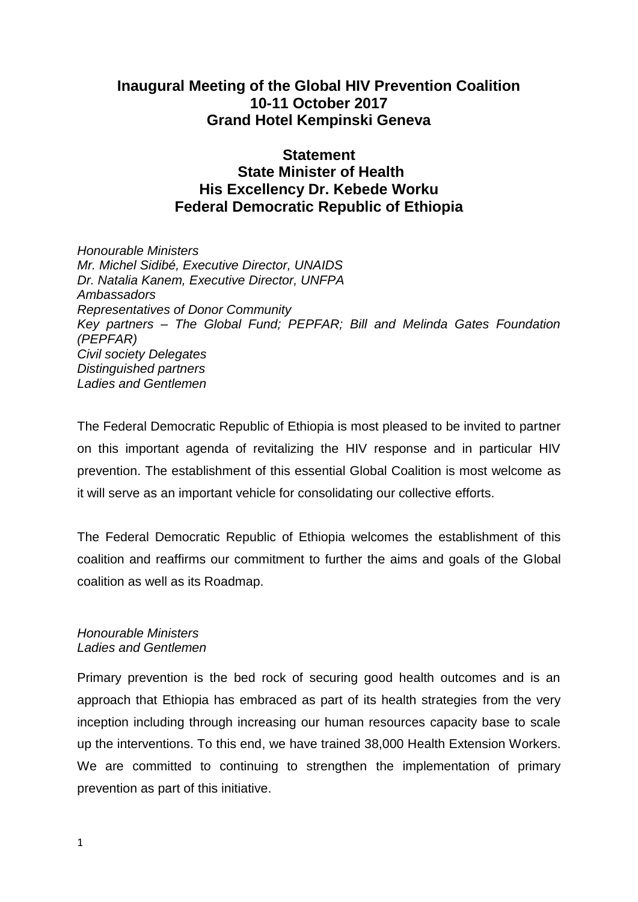# Inaugural Meeting of the Global HIV Prevention Coalition
# 10-11 October 2017
# Grand Hotel Kempinski Geneva

## Statement
## State Minister of Health
## His Excellency Dr. Kebede Worku
## Federal Democratic Republic of Ethiopia

*Honourable Ministers*
*Mr. Michel Sidibé, Executive Director, UNAIDS*
*Dr. Natalia Kanem, Executive Director, UNFPA*
*Ambassadors*
*Representatives of Donor Community*
*Key partners – The Global Fund; PEPFAR; Bill and Melinda Gates Foundation (PEPFAR)*
*Civil society Delegates*
*Distinguished partners*
*Ladies and Gentlemen*

The Federal Democratic Republic of Ethiopia is most pleased to be invited to partner on this important agenda of revitalizing the HIV response and in particular HIV prevention. The establishment of this essential Global Coalition is most welcome as it will serve as an important vehicle for consolidating our collective efforts.

The Federal Democratic Republic of Ethiopia welcomes the establishment of this coalition and reaffirms our commitment to further the aims and goals of the Global coalition as well as its Roadmap.

*Honourable Ministers*
*Ladies and Gentlemen*

Primary prevention is the bed rock of securing good health outcomes and is an approach that Ethiopia has embraced as part of its health strategies from the very inception including through increasing our human resources capacity base to scale up the interventions. To this end, we have trained 38,000 Health Extension Workers. We are committed to continuing to strengthen the implementation of primary prevention as part of this initiative.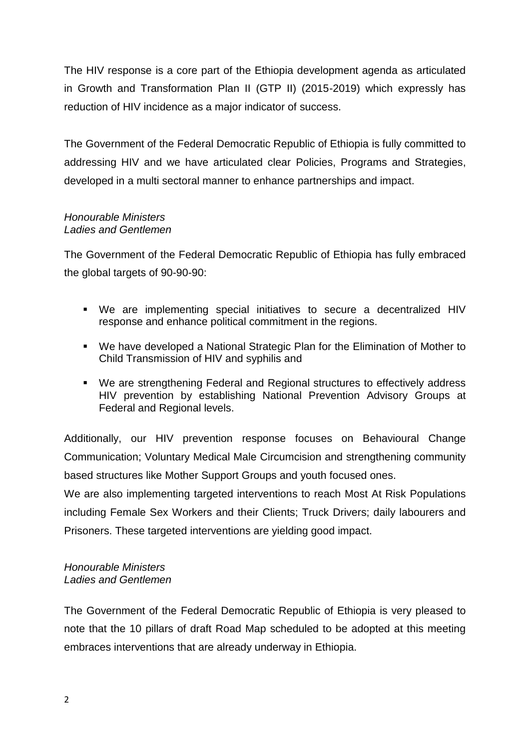The HIV response is a core part of the Ethiopia development agenda as articulated in Growth and Transformation Plan II (GTP II) (2015-2019) which expressly has reduction of HIV incidence as a major indicator of success.

The Government of the Federal Democratic Republic of Ethiopia is fully committed to addressing HIV and we have articulated clear Policies, Programs and Strategies, developed in a multi sectoral manner to enhance partnerships and impact.

*Honourable Ministers*
*Ladies and Gentlemen*

The Government of the Federal Democratic Republic of Ethiopia has fully embraced the global targets of 90-90-90:

- We are implementing special initiatives to secure a decentralized HIV response and enhance political commitment in the regions.
- We have developed a National Strategic Plan for the Elimination of Mother to Child Transmission of HIV and syphilis and
- We are strengthening Federal and Regional structures to effectively address HIV prevention by establishing National Prevention Advisory Groups at Federal and Regional levels.

Additionally, our HIV prevention response focuses on Behavioural Change Communication; Voluntary Medical Male Circumcision and strengthening community based structures like Mother Support Groups and youth focused ones.
We are also implementing targeted interventions to reach Most At Risk Populations including Female Sex Workers and their Clients; Truck Drivers; daily labourers and Prisoners. These targeted interventions are yielding good impact.

*Honourable Ministers*
*Ladies and Gentlemen*

The Government of the Federal Democratic Republic of Ethiopia is very pleased to note that the 10 pillars of draft Road Map scheduled to be adopted at this meeting embraces interventions that are already underway in Ethiopia.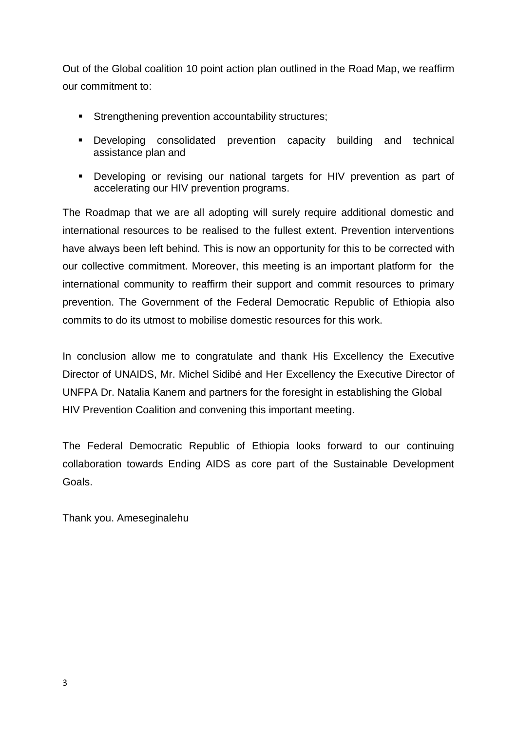Out of the Global coalition 10 point action plan outlined in the Road Map, we reaffirm our commitment to:

- Strengthening prevention accountability structures;
- Developing consolidated prevention capacity building and technical assistance plan and
- Developing or revising our national targets for HIV prevention as part of accelerating our HIV prevention programs.

The Roadmap that we are all adopting will surely require additional domestic and international resources to be realised to the fullest extent. Prevention interventions have always been left behind. This is now an opportunity for this to be corrected with our collective commitment. Moreover, this meeting is an important platform for the international community to reaffirm their support and commit resources to primary prevention. The Government of the Federal Democratic Republic of Ethiopia also commits to do its utmost to mobilise domestic resources for this work.

In conclusion allow me to congratulate and thank His Excellency the Executive Director of UNAIDS, Mr. Michel Sidibé and Her Excellency the Executive Director of UNFPA Dr. Natalia Kanem and partners for the foresight in establishing the Global HIV Prevention Coalition and convening this important meeting.

The Federal Democratic Republic of Ethiopia looks forward to our continuing collaboration towards Ending AIDS as core part of the Sustainable Development Goals.

Thank you. Ameseginalehu